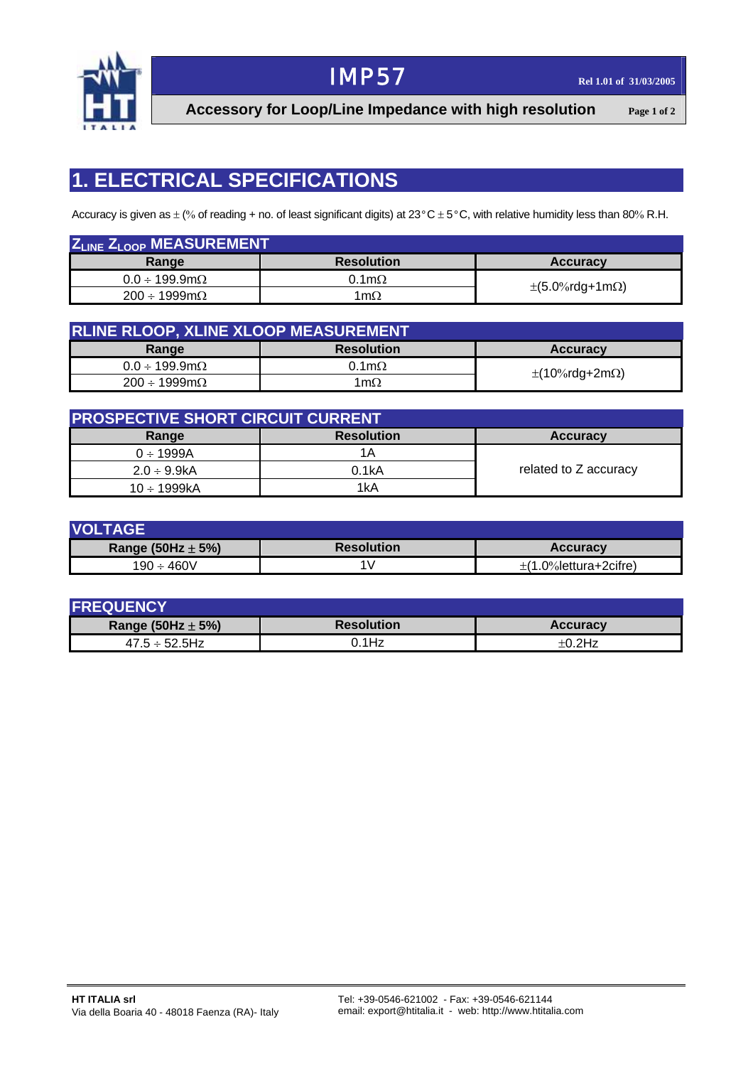# IMP57

**Accessory for Loop/Line Impedance with high resolution**

Rel 1.01 of 31/03/2005

## 1. ELECTRICAL SPECIFICATIONS

Accuracy is given as ± (% of reading + no. of least significant digits) at 23°C ± 5°C, with relative humidity less than 80% R.H.

### $Z_{LINE}$ $Z_{LOOP}$ MEASUREMENT

| Range | Resolution | Accuracy |
|---|---|---|
| 0.0 ÷ 199.9mΩ | 0.1mΩ | ±(5.0%rdg+1mΩ) |
| 200 ÷ 1999mΩ | 1mΩ | |

### RLINE RLOOP, XLINE XLOOP MEASUREMENT

| Range | Resolution | Accuracy |
|---|---|---|
| 0.0 ÷ 199.9mΩ | 0.1mΩ | ±(10%rdg+2mΩ) |
| 200 ÷ 1999mΩ | 1mΩ | |

### PROSPECTIVE SHORT CIRCUIT CURRENT

| Range | Resolution | Accuracy |
|---|---|---|
| 0 ÷ 1999A | 1A | related to Z accuracy |
| 2.0 ÷ 9.9kA | 0.1kA | |
| 10 ÷ 1999kA | 1kA | |

### VOLTAGE

| Range (50Hz ± 5%) | Resolution | Accuracy |
|---|---|---|
| 190 ÷ 460V | 1V | ±(1.0%lettura+2cifre) |

### FREQUENCY

| Range (50Hz ± 5%) | Resolution | Accuracy |
|---|---|---|
| 47.5 ÷ 52.5Hz | 0.1Hz | ±0.2Hz |

**HT ITALIA srl**
Via della Boaria 40 - 48018 Faenza (RA)- Italy

Tel: +39-0546-621002 - Fax: +39-0546-621144
email: export@htitalia.it - web: http://www.htitalia.com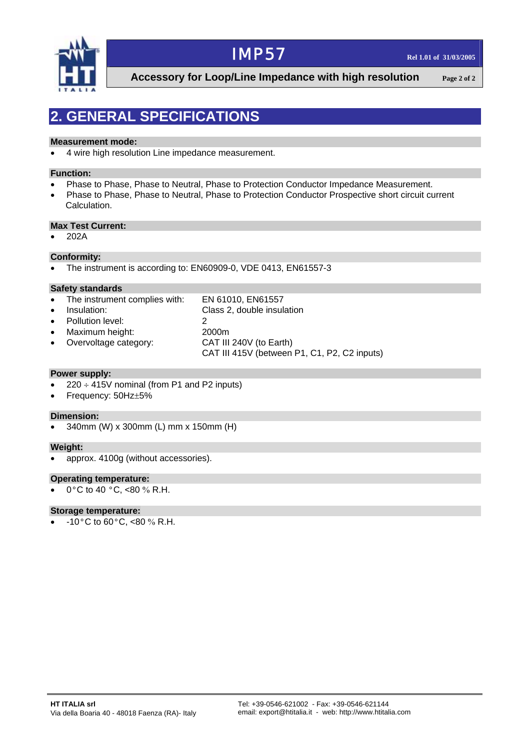## 2. GENERAL SPECIFICATIONS

**Measurement mode:**

- 4 wire high resolution Line impedance measurement.

**Function:**

- Phase to Phase, Phase to Neutral, Phase to Protection Conductor Impedance Measurement.
- Phase to Phase, Phase to Neutral, Phase to Protection Conductor Prospective short circuit current Calculation.

**Max Test Current:**

- 202A

**Conformity:**

- The instrument is according to: EN60909-0, VDE 0413, EN61557-3

**Safety standards**

- The instrument complies with: EN 61010, EN61557
- Insulation: Class 2, double insulation
- Pollution level: 2
- Maximum height: 2000m
- Overvoltage category: CAT III 240V (to Earth)
  CAT III 415V (between P1, C1, P2, C2 inputs)

**Power supply:**

- 220 ÷ 415V nominal (from P1 and P2 inputs)
- Frequency: 50Hz±5%

**Dimension:**

- 340mm (W) x 300mm (L) mm x 150mm (H)

**Weight:**

- approx. 4100g (without accessories).

**Operating temperature:**

- 0°C to 40 °C, <80 % R.H.

**Storage temperature:**

- -10°C to 60°C, <80 % R.H.